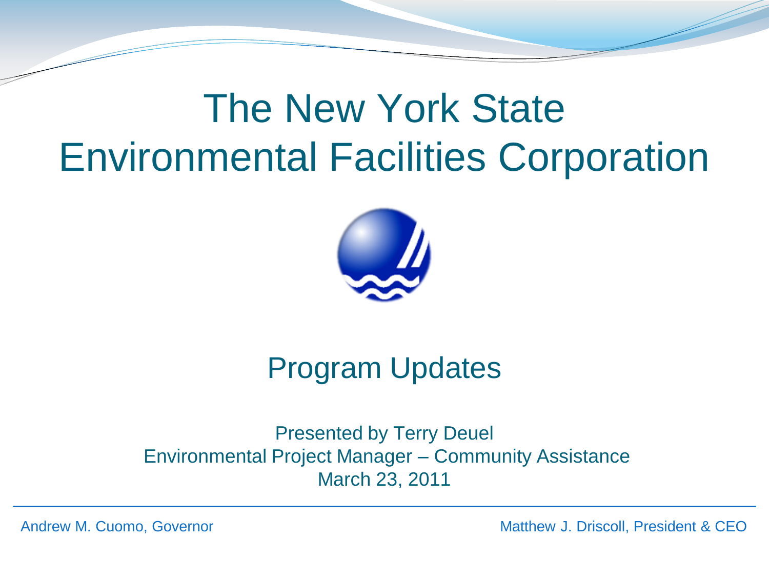# The New York State Environmental Facilities Corporation

## Program Updates

Presented by Terry Deuel
Environmental Project Manager – Community Assistance
March 23, 2011

Andrew M. Cuomo, Governor

Matthew J. Driscoll, President & CEO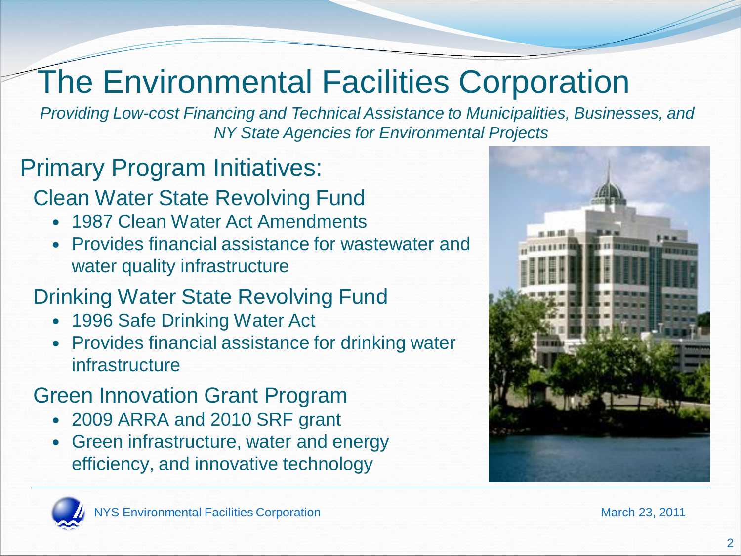# The Environmental Facilities Corporation

*Providing Low-cost Financing and Technical Assistance to Municipalities, Businesses, and NY State Agencies for Environmental Projects*

## Primary Program Initiatives:

### Clean Water State Revolving Fund

- 1987 Clean Water Act Amendments
- Provides financial assistance for wastewater and water quality infrastructure

### Drinking Water State Revolving Fund

- 1996 Safe Drinking Water Act
- Provides financial assistance for drinking water infrastructure

### Green Innovation Grant Program

- 2009 ARRA and 2010 SRF grant
- Green infrastructure, water and energy efficiency, and innovative technology

NYS Environmental Facilities Corporation

March 23, 2011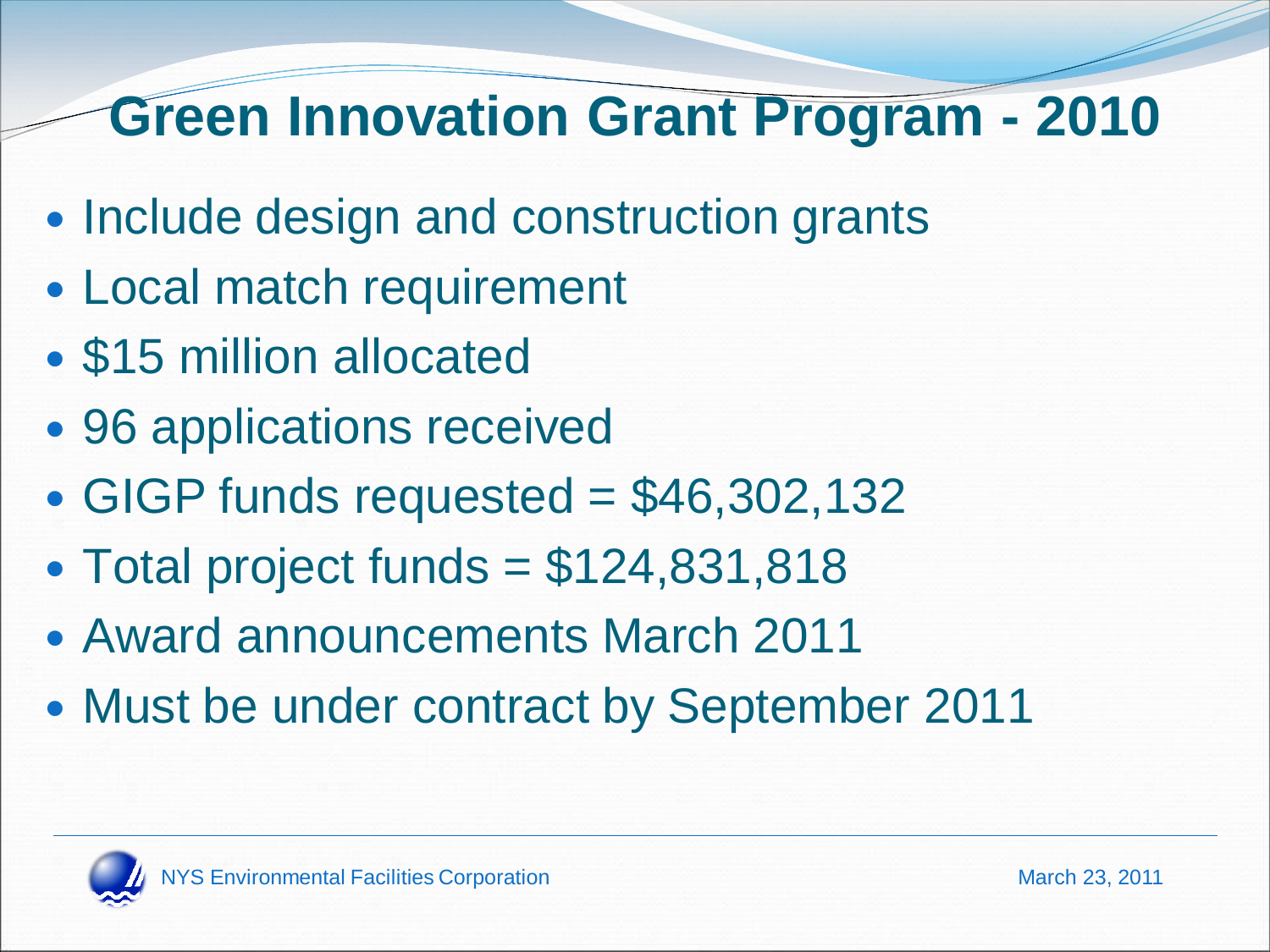# Green Innovation Grant Program - 2010

- Include design and construction grants
- Local match requirement
- $15 million allocated
- 96 applications received
- GIGP funds requested = $46,302,132
- Total project funds = $124,831,818
- Award announcements March 2011
- Must be under contract by September 2011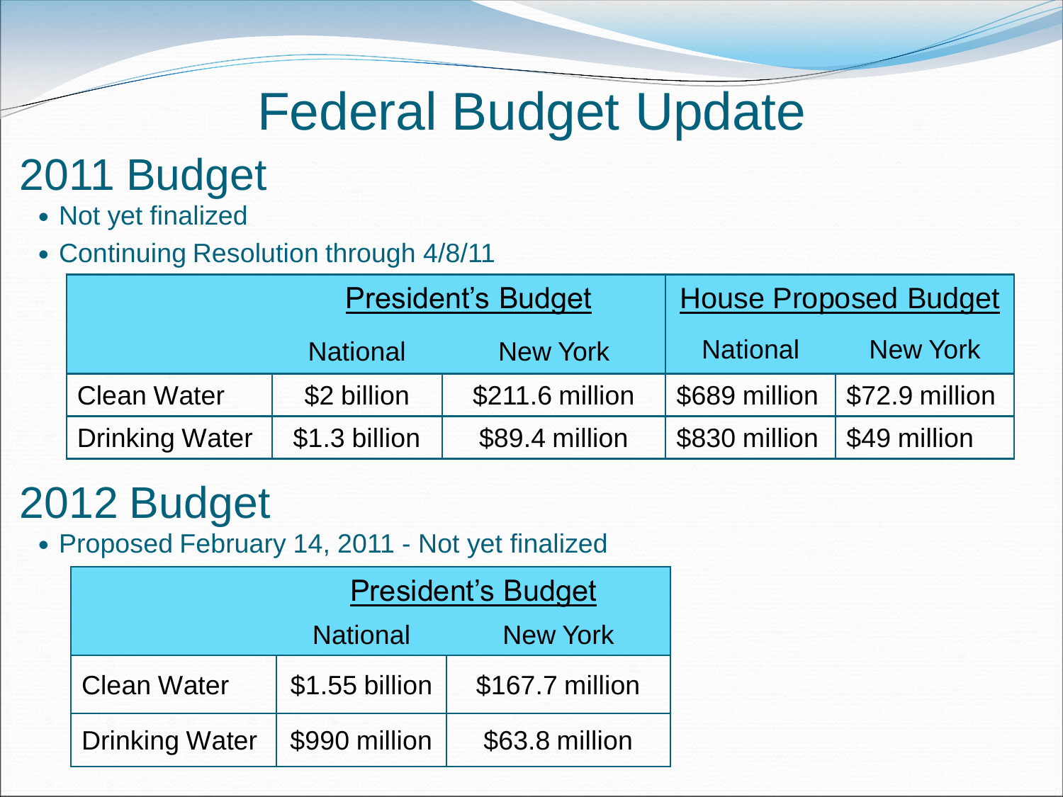# Federal Budget Update

## 2011 Budget

- Not yet finalized
- Continuing Resolution through 4/8/11

| | President's Budget | | House Proposed Budget | |
|---|---|---|---|---|
| | National | New York | National | New York |
| Clean Water | $2 billion | $211.6 million | $689 million | $72.9 million |
| Drinking Water | $1.3 billion | $89.4 million | $830 million | $49 million |

## 2012 Budget

- Proposed February 14, 2011 - Not yet finalized

| | President's Budget | |
|---|---|---|
| | National | New York |
| Clean Water | $1.55 billion | $167.7 million |
| Drinking Water | $990 million | $63.8 million |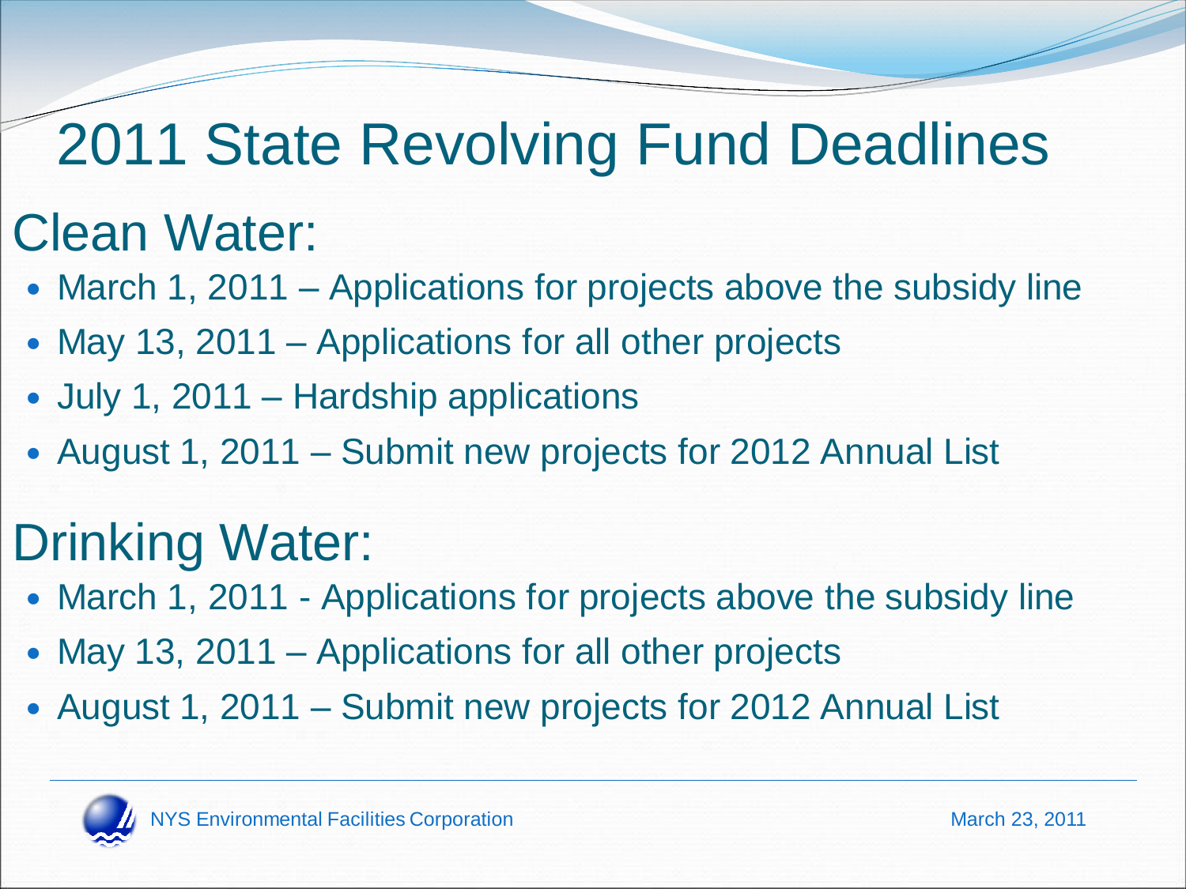# 2011 State Revolving Fund Deadlines

## Clean Water:

- March 1, 2011 – Applications for projects above the subsidy line
- May 13, 2011 – Applications for all other projects
- July 1, 2011 – Hardship applications
- August 1, 2011 – Submit new projects for 2012 Annual List

## Drinking Water:

- March 1, 2011 - Applications for projects above the subsidy line
- May 13, 2011 – Applications for all other projects
- August 1, 2011 – Submit new projects for 2012 Annual List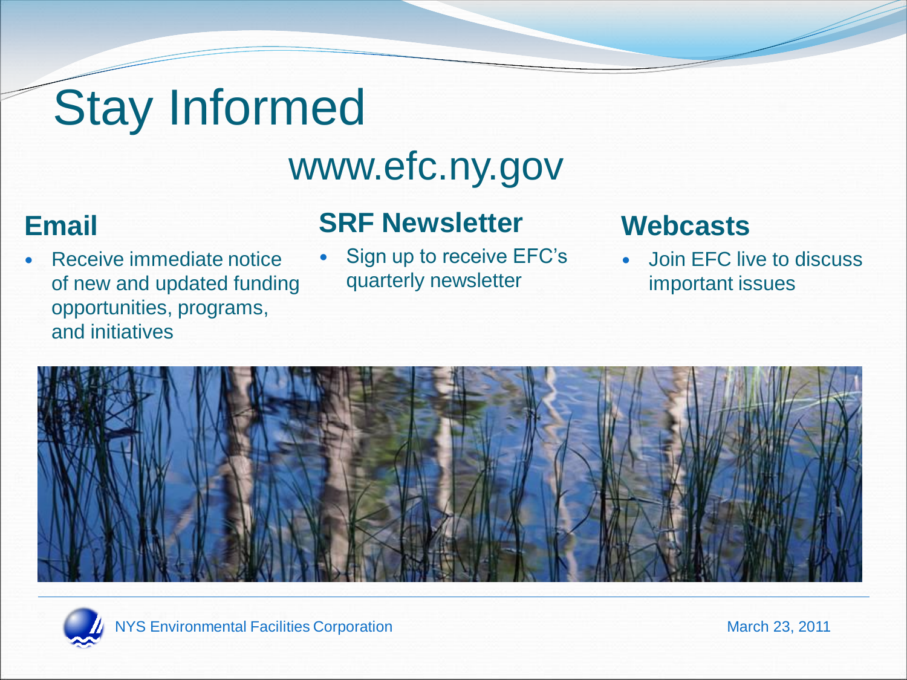# Stay Informed

www.efc.ny.gov

## Email

- Receive immediate notice of new and updated funding opportunities, programs, and initiatives

## SRF Newsletter

- Sign up to receive EFC's quarterly newsletter

## Webcasts

- Join EFC live to discuss important issues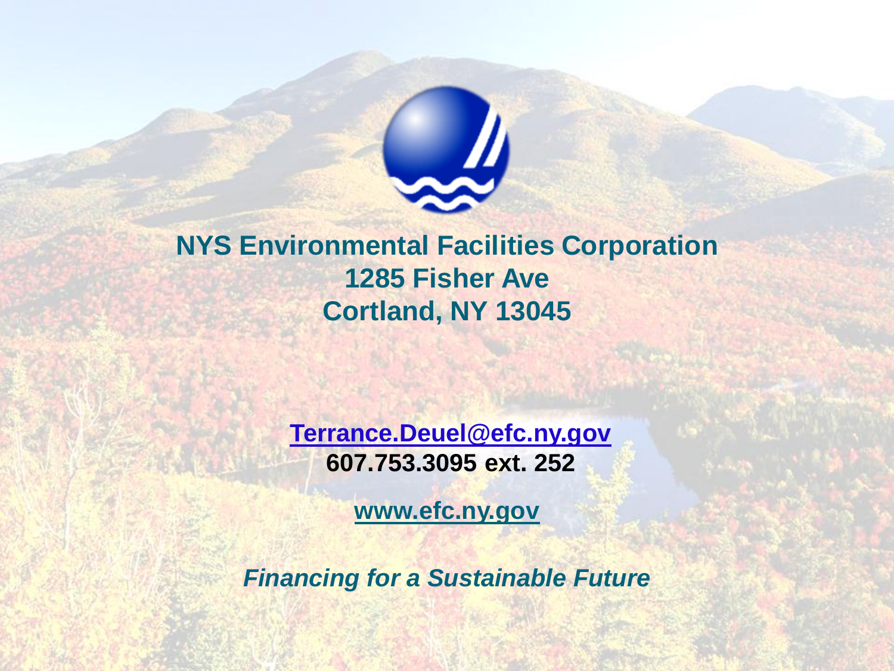**NYS Environmental Facilities Corporation**
**1285 Fisher Ave**
**Cortland, NY 13045**

**Terrance.Deuel@efc.ny.gov**
**607.753.3095 ext. 252**

**www.efc.ny.gov**

***Financing for a Sustainable Future***